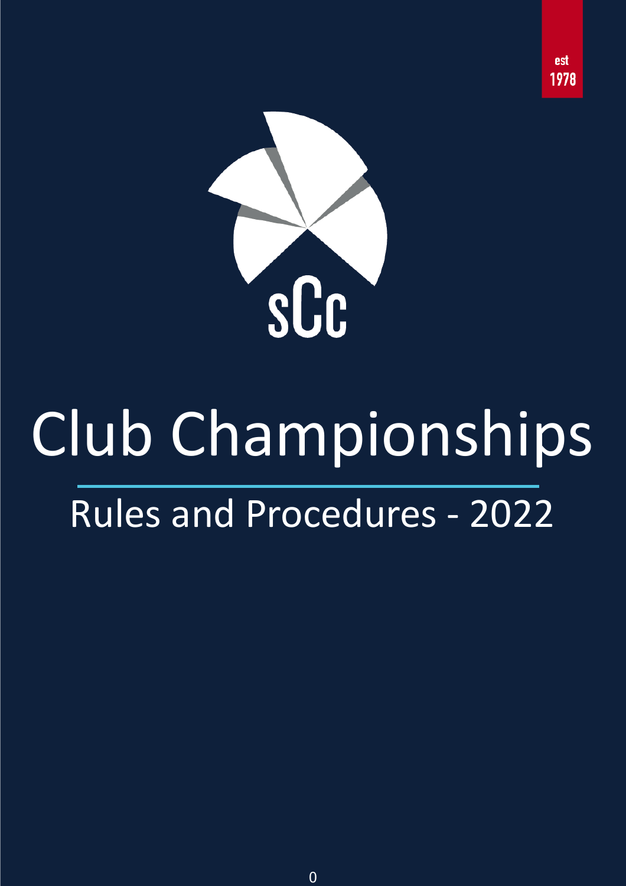est 1978

sCc

# Club Championships

## Rules and Procedures - 2022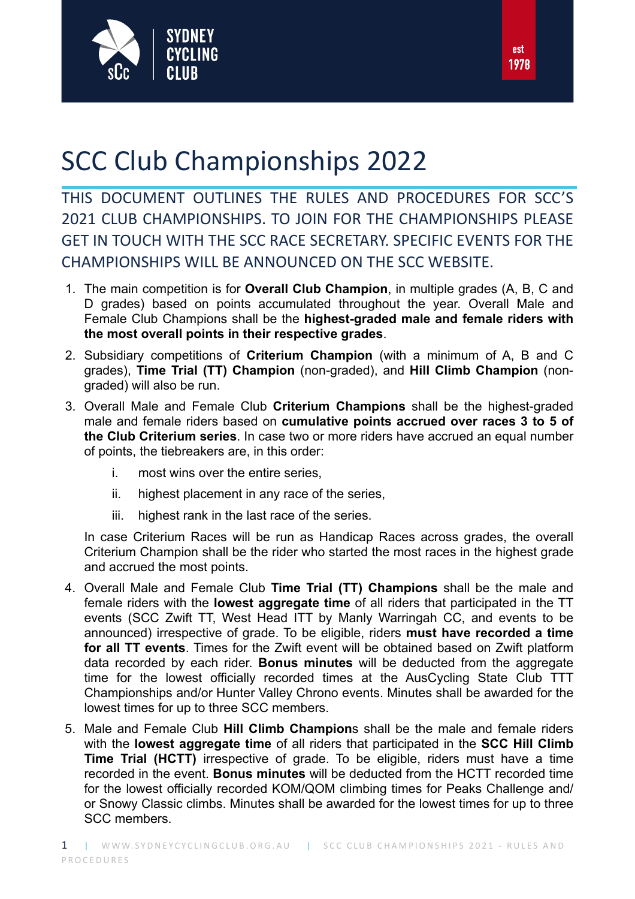# SCC Club Championships 2022

THIS DOCUMENT OUTLINES THE RULES AND PROCEDURES FOR SCC'S 2021 CLUB CHAMPIONSHIPS. TO JOIN FOR THE CHAMPIONSHIPS PLEASE GET IN TOUCH WITH THE SCC RACE SECRETARY. SPECIFIC EVENTS FOR THE CHAMPIONSHIPS WILL BE ANNOUNCED ON THE SCC WEBSITE.

1. The main competition is for **Overall Club Champion**, in multiple grades (A, B, C and D grades) based on points accumulated throughout the year. Overall Male and Female Club Champions shall be the **highest-graded male and female riders with the most overall points in their respective grades**.

2. Subsidiary competitions of **Criterium Champion** (with a minimum of A, B and C grades), **Time Trial (TT) Champion** (non-graded), and **Hill Climb Champion** (non-graded) will also be run.

3. Overall Male and Female Club **Criterium Champions** shall be the highest-graded male and female riders based on **cumulative points accrued over races 3 to 5 of the Club Criterium series**. In case two or more riders have accrued an equal number of points, the tiebreakers are, in this order:

   i. most wins over the entire series,

   ii. highest placement in any race of the series,

   iii. highest rank in the last race of the series.

   In case Criterium Races will be run as Handicap Races across grades, the overall Criterium Champion shall be the rider who started the most races in the highest grade and accrued the most points.

4. Overall Male and Female Club **Time Trial (TT) Champions** shall be the male and female riders with the **lowest aggregate time** of all riders that participated in the TT events (SCC Zwift TT, West Head ITT by Manly Warringah CC, and events to be announced) irrespective of grade. To be eligible, riders **must have recorded a time for all TT events**. Times for the Zwift event will be obtained based on Zwift platform data recorded by each rider. **Bonus minutes** will be deducted from the aggregate time for the lowest officially recorded times at the AusCycling State Club TTT Championships and/or Hunter Valley Chrono events. Minutes shall be awarded for the lowest times for up to three SCC members.

5. Male and Female Club **Hill Climb Champion**s shall be the male and female riders with the **lowest aggregate time** of all riders that participated in the **SCC Hill Climb Time Trial (HCTT)** irrespective of grade. To be eligible, riders must have a time recorded in the event. **Bonus minutes** will be deducted from the HCTT recorded time for the lowest officially recorded KOM/QOM climbing times for Peaks Challenge and/or Snowy Classic climbs. Minutes shall be awarded for the lowest times for up to three SCC members.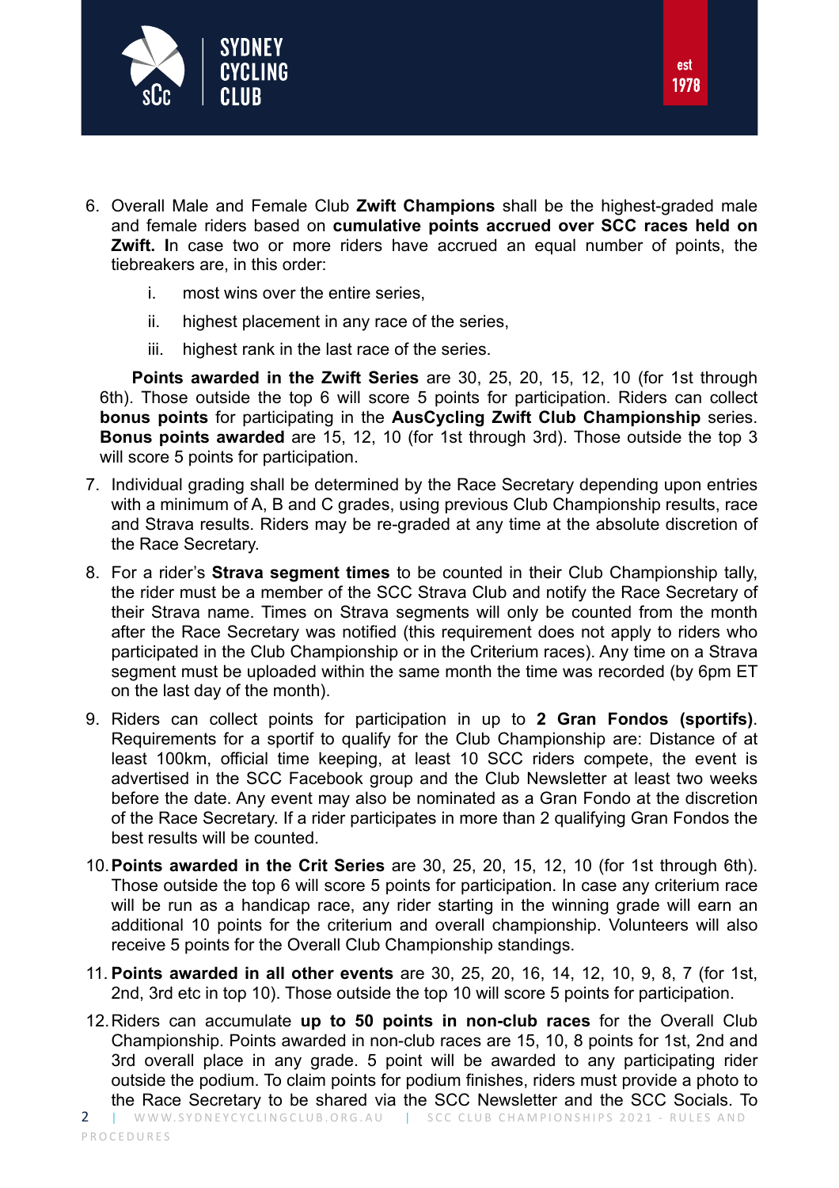6. Overall Male and Female Club **Zwift Champions** shall be the highest-graded male and female riders based on **cumulative points accrued over SCC races held on Zwift. I**n case two or more riders have accrued an equal number of points, the tiebreakers are, in this order:

    i. most wins over the entire series,

    ii. highest placement in any race of the series,

    iii. highest rank in the last race of the series.

    **Points awarded in the Zwift Series** are 30, 25, 20, 15, 12, 10 (for 1st through 6th). Those outside the top 6 will score 5 points for participation. Riders can collect **bonus points** for participating in the **AusCycling Zwift Club Championship** series. **Bonus points awarded** are 15, 12, 10 (for 1st through 3rd). Those outside the top 3 will score 5 points for participation.

7. Individual grading shall be determined by the Race Secretary depending upon entries with a minimum of A, B and C grades, using previous Club Championship results, race and Strava results. Riders may be re-graded at any time at the absolute discretion of the Race Secretary.

8. For a rider's **Strava segment times** to be counted in their Club Championship tally, the rider must be a member of the SCC Strava Club and notify the Race Secretary of their Strava name. Times on Strava segments will only be counted from the month after the Race Secretary was notified (this requirement does not apply to riders who participated in the Club Championship or in the Criterium races). Any time on a Strava segment must be uploaded within the same month the time was recorded (by 6pm ET on the last day of the month).

9. Riders can collect points for participation in up to **2 Gran Fondos (sportifs)**. Requirements for a sportif to qualify for the Club Championship are: Distance of at least 100km, official time keeping, at least 10 SCC riders compete, the event is advertised in the SCC Facebook group and the Club Newsletter at least two weeks before the date. Any event may also be nominated as a Gran Fondo at the discretion of the Race Secretary. If a rider participates in more than 2 qualifying Gran Fondos the best results will be counted.

10. **Points awarded in the Crit Series** are 30, 25, 20, 15, 12, 10 (for 1st through 6th). Those outside the top 6 will score 5 points for participation. In case any criterium race will be run as a handicap race, any rider starting in the winning grade will earn an additional 10 points for the criterium and overall championship. Volunteers will also receive 5 points for the Overall Club Championship standings.

11. **Points awarded in all other events** are 30, 25, 20, 16, 14, 12, 10, 9, 8, 7 (for 1st, 2nd, 3rd etc in top 10). Those outside the top 10 will score 5 points for participation.

12. Riders can accumulate **up to 50 points in non-club races** for the Overall Club Championship. Points awarded in non-club races are 15, 10, 8 points for 1st, 2nd and 3rd overall place in any grade. 5 point will be awarded to any participating rider outside the podium. To claim points for podium finishes, riders must provide a photo to the Race Secretary to be shared via the SCC Newsletter and the SCC Socials. To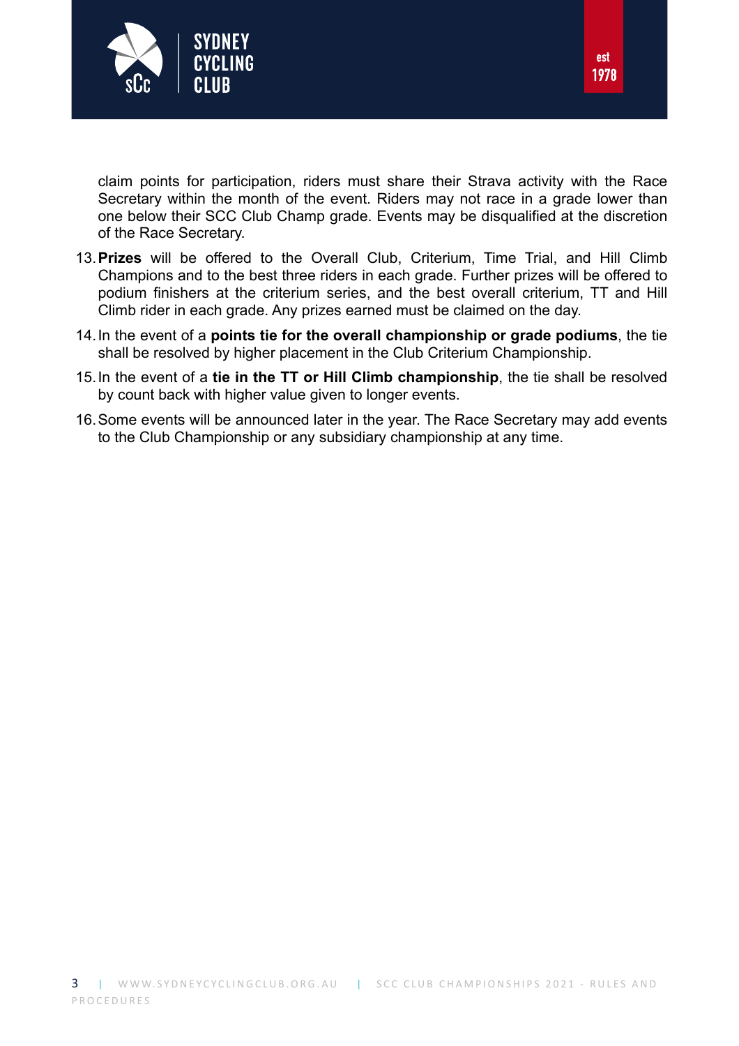claim points for participation, riders must share their Strava activity with the Race Secretary within the month of the event. Riders may not race in a grade lower than one below their SCC Club Champ grade. Events may be disqualified at the discretion of the Race Secretary.

13. **Prizes** will be offered to the Overall Club, Criterium, Time Trial, and Hill Climb Champions and to the best three riders in each grade. Further prizes will be offered to podium finishers at the criterium series, and the best overall criterium, TT and Hill Climb rider in each grade. Any prizes earned must be claimed on the day.
14. In the event of a **points tie for the overall championship or grade podiums**, the tie shall be resolved by higher placement in the Club Criterium Championship.
15. In the event of a **tie in the TT or Hill Climb championship**, the tie shall be resolved by count back with higher value given to longer events.
16. Some events will be announced later in the year. The Race Secretary may add events to the Club Championship or any subsidiary championship at any time.